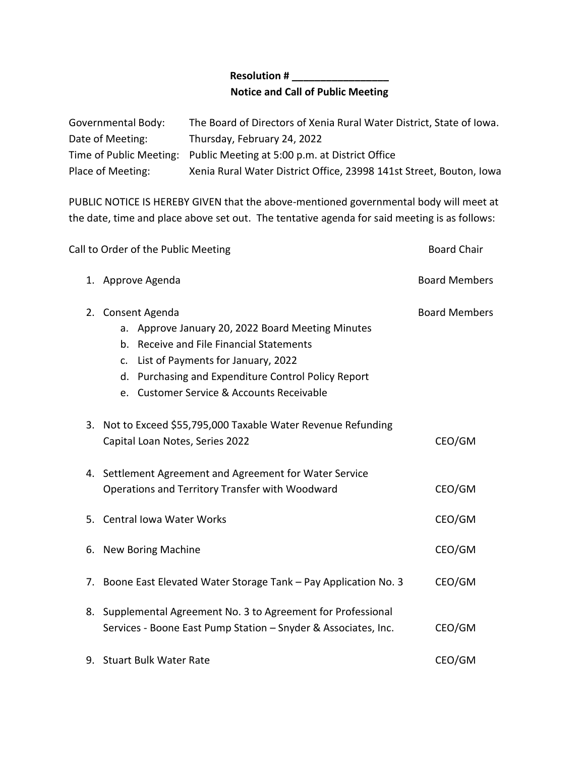**Resolution # _________________**

**Notice and Call of Public Meeting**

| | |
|---|---|
| Governmental Body: | The Board of Directors of Xenia Rural Water District, State of Iowa. |
| Date of Meeting: | Thursday, February 24, 2022 |
| Time of Public Meeting: | Public Meeting at 5:00 p.m. at District Office |
| Place of Meeting: | Xenia Rural Water District Office, 23998 141st Street, Bouton, Iowa |

PUBLIC NOTICE IS HEREBY GIVEN that the above-mentioned governmental body will meet at the date, time and place above set out. The tentative agenda for said meeting is as follows:

Call to Order of the Public Meeting — Board Chair

1. Approve Agenda — Board Members
2. Consent Agenda — Board Members
   a. Approve January 20, 2022 Board Meeting Minutes
   b. Receive and File Financial Statements
   c. List of Payments for January, 2022
   d. Purchasing and Expenditure Control Policy Report
   e. Customer Service & Accounts Receivable
3. Not to Exceed $55,795,000 Taxable Water Revenue Refunding Capital Loan Notes, Series 2022 — CEO/GM
4. Settlement Agreement and Agreement for Water Service Operations and Territory Transfer with Woodward — CEO/GM
5. Central Iowa Water Works — CEO/GM
6. New Boring Machine — CEO/GM
7. Boone East Elevated Water Storage Tank – Pay Application No. 3 — CEO/GM
8. Supplemental Agreement No. 3 to Agreement for Professional Services - Boone East Pump Station – Snyder & Associates, Inc. — CEO/GM
9. Stuart Bulk Water Rate — CEO/GM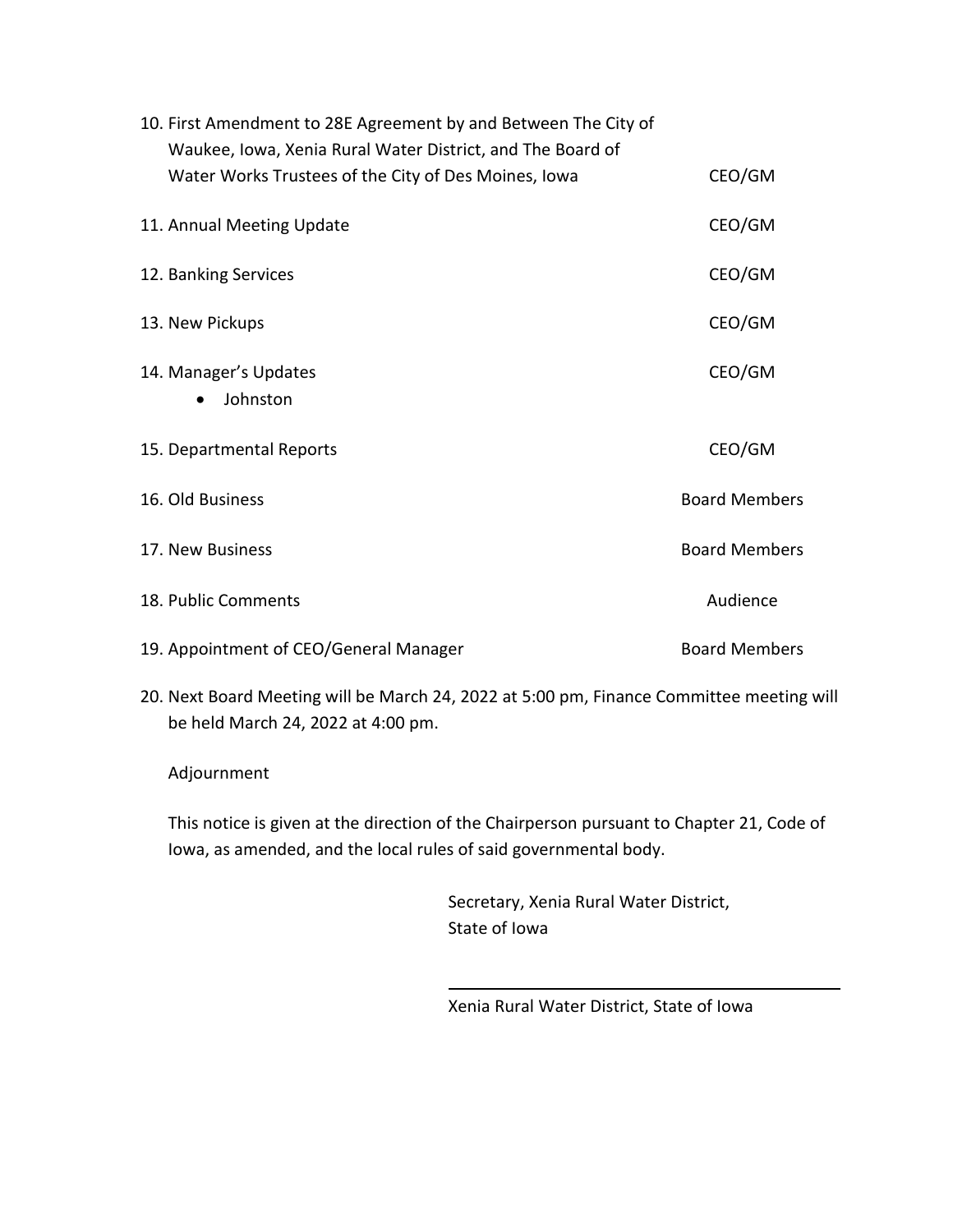| | |
|---|---|
| 10. First Amendment to 28E Agreement by and Between The City of Waukee, Iowa, Xenia Rural Water District, and The Board of Water Works Trustees of the City of Des Moines, Iowa | CEO/GM |
| 11. Annual Meeting Update | CEO/GM |
| 12. Banking Services | CEO/GM |
| 13. New Pickups | CEO/GM |
| 14. Manager's Updates<br>• Johnston | CEO/GM |
| 15. Departmental Reports | CEO/GM |
| 16. Old Business | Board Members |
| 17. New Business | Board Members |
| 18. Public Comments | Audience |
| 19. Appointment of CEO/General Manager | Board Members |

20. Next Board Meeting will be March 24, 2022 at 5:00 pm, Finance Committee meeting will be held March 24, 2022 at 4:00 pm.

Adjournment

This notice is given at the direction of the Chairperson pursuant to Chapter 21, Code of Iowa, as amended, and the local rules of said governmental body.

Secretary, Xenia Rural Water District,
State of Iowa

\_\_\_\_\_\_\_\_\_\_\_\_\_\_\_\_\_\_\_\_\_\_\_\_\_\_\_\_\_\_\_\_\_\_\_\_\_\_\_\_

Xenia Rural Water District, State of Iowa